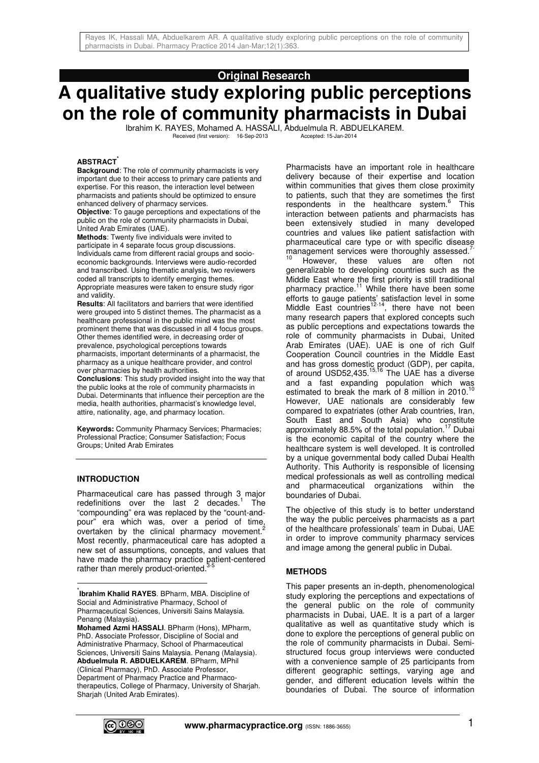**Original Research**

# A qualitative study exploring public perceptions on the role of community pharmacists in Dubai

Ibrahim K. RAYES, Mohamed A. HASSALI, Abduelmula R. ABDUELKAREM.

Received (first version): 16-Sep-2013 Accepted: 15-Jan-2014

## ABSTRACT[*]

**Background**: The role of community pharmacists is very important due to their access to primary care patients and expertise. For this reason, the interaction level between pharmacists and patients should be optimized to ensure enhanced delivery of pharmacy services.

**Objective**: To gauge perceptions and expectations of the public on the role of community pharmacists in Dubai, United Arab Emirates (UAE).

**Methods**: Twenty five individuals were invited to participate in 4 separate focus group discussions. Individuals came from different racial groups and socio-economic backgrounds. Interviews were audio-recorded and transcribed. Using thematic analysis, two reviewers coded all transcripts to identify emerging themes. Appropriate measures were taken to ensure study rigor and validity.

**Results**: All facilitators and barriers that were identified were grouped into 5 distinct themes. The pharmacist as a healthcare professional in the public mind was the most prominent theme that was discussed in all 4 focus groups. Other themes identified were, in decreasing order of prevalence, psychological perceptions towards pharmacists, important determinants of a pharmacist, the pharmacy as a unique healthcare provider, and control over pharmacies by health authorities.

**Conclusions**: This study provided insight into the way that the public looks at the role of community pharmacists in Dubai. Determinants that influence their perception are the media, health authorities, pharmacist's knowledge level, attire, nationality, age, and pharmacy location.

**Keywords:** Community Pharmacy Services; Pharmacies; Professional Practice; Consumer Satisfaction; Focus Groups; United Arab Emirates

## INTRODUCTION

Pharmaceutical care has passed through 3 major redefinitions over the last 2 decades.[1] The "compounding" era was replaced by the "count-and-pour" era which was, over a period of time, overtaken by the clinical pharmacy movement.[2] Most recently, pharmaceutical care has adopted a new set of assumptions, concepts, and values that have made the pharmacy practice patient-centered rather than merely product-oriented.[3-5]

Pharmacists have an important role in healthcare delivery because of their expertise and location within communities that gives them close proximity to patients, such that they are sometimes the first respondents in the healthcare system.[6] This interaction between patients and pharmacists has been extensively studied in many developed countries and values like patient satisfaction with pharmaceutical care type or with specific disease management services were thoroughly assessed.[7-10] However, these values are often not generalizable to developing countries such as the Middle East where the first priority is still traditional pharmacy practice.[11] While there have been some efforts to gauge patients' satisfaction level in some Middle East countries[12-14], there have not been many research papers that explored concepts such as public perceptions and expectations towards the role of community pharmacists in Dubai, United Arab Emirates (UAE). UAE is one of rich Gulf Cooperation Council countries in the Middle East and has gross domestic product (GDP), per capita, of around USD52,435.[15,16] The UAE has a diverse and a fast expanding population which was estimated to break the mark of 8 million in 2010.[10] However, UAE nationals are considerably few compared to expatriates (other Arab countries, Iran, South East and South Asia) who constitute approximately 88.5% of the total population.[17] Dubai is the economic capital of the country where the healthcare system is well developed. It is controlled by a unique governmental body called Dubai Health Authority. This Authority is responsible of licensing medical professionals as well as controlling medical and pharmaceutical organizations within the boundaries of Dubai.

The objective of this study is to better understand the way the public perceives pharmacists as a part of the healthcare professionals' team in Dubai, UAE in order to improve community pharmacy services and image among the general public in Dubai.

## METHODS

This paper presents an in-depth, phenomenological study exploring the perceptions and expectations of the general public on the role of community pharmacists in Dubai, UAE. It is a part of a larger qualitative as well as quantitative study which is done to explore the perceptions of general public on the role of community pharmacists in Dubai. Semi-structured focus group interviews were conducted with a convenience sample of 25 participants from different geographic settings, varying age and gender, and different education levels within the boundaries of Dubai. The source of information

---

[*] **Ibrahim Khalid RAYES**. BPharm, MBA. Discipline of Social and Administrative Pharmacy, School of Pharmaceutical Sciences, Universiti Sains Malaysia. Penang (Malaysia).
**Mohamed Azmi HASSALI**. BPharm (Hons), MPharm, PhD. Associate Professor, Discipline of Social and Administrative Pharmacy, School of Pharmaceutical Sciences, Universiti Sains Malaysia. Penang (Malaysia).
**Abduelmula R. ABDUELKAREM**. BPharm, MPhil (Clinical Pharmacy), PhD. Associate Professor, Department of Pharmacy Practice and Pharmaco-therapeutics, College of Pharmacy, University of Sharjah. Sharjah (United Arab Emirates).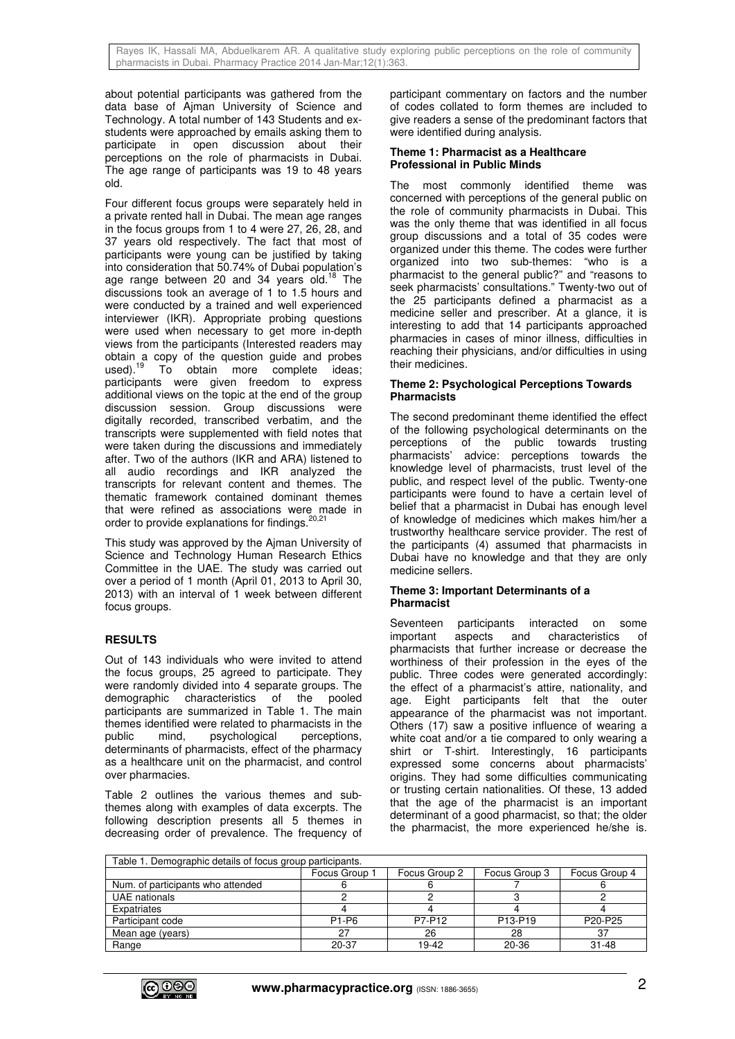about potential participants was gathered from the data base of Ajman University of Science and Technology. A total number of 143 Students and ex-students were approached by emails asking them to participate in open discussion about their perceptions on the role of pharmacists in Dubai. The age range of participants was 19 to 48 years old.

Four different focus groups were separately held in a private rented hall in Dubai. The mean age ranges in the focus groups from 1 to 4 were 27, 26, 28, and 37 years old respectively. The fact that most of participants were young can be justified by taking into consideration that 50.74% of Dubai population's age range between 20 and 34 years old.[18] The discussions took an average of 1 to 1.5 hours and were conducted by a trained and well experienced interviewer (IKR). Appropriate probing questions were used when necessary to get more in-depth views from the participants (Interested readers may obtain a copy of the question guide and probes used).[19] To obtain more complete ideas; participants were given freedom to express additional views on the topic at the end of the group discussion session. Group discussions were digitally recorded, transcribed verbatim, and the transcripts were supplemented with field notes that were taken during the discussions and immediately after. Two of the authors (IKR and ARA) listened to all audio recordings and IKR analyzed the transcripts for relevant content and themes. The thematic framework contained dominant themes that were refined as associations were made in order to provide explanations for findings.[20,21]

This study was approved by the Ajman University of Science and Technology Human Research Ethics Committee in the UAE. The study was carried out over a period of 1 month (April 01, 2013 to April 30, 2013) with an interval of 1 week between different focus groups.

## RESULTS

Out of 143 individuals who were invited to attend the focus groups, 25 agreed to participate. They were randomly divided into 4 separate groups. The demographic characteristics of the pooled participants are summarized in Table 1. The main themes identified were related to pharmacists in the public mind, psychological perceptions, determinants of pharmacists, effect of the pharmacy as a healthcare unit on the pharmacist, and control over pharmacies.

Table 2 outlines the various themes and sub-themes along with examples of data excerpts. The following description presents all 5 themes in decreasing order of prevalence. The frequency of participant commentary on factors and the number of codes collated to form themes are included to give readers a sense of the predominant factors that were identified during analysis.

### Theme 1: Pharmacist as a Healthcare Professional in Public Minds

The most commonly identified theme was concerned with perceptions of the general public on the role of community pharmacists in Dubai. This was the only theme that was identified in all focus group discussions and a total of 35 codes were organized under this theme. The codes were further organized into two sub-themes: "who is a pharmacist to the general public?" and "reasons to seek pharmacists' consultations." Twenty-two out of the 25 participants defined a pharmacist as a medicine seller and prescriber. At a glance, it is interesting to add that 14 participants approached pharmacies in cases of minor illness, difficulties in reaching their physicians, and/or difficulties in using their medicines.

### Theme 2: Psychological Perceptions Towards Pharmacists

The second predominant theme identified the effect of the following psychological determinants on the perceptions of the public towards trusting pharmacists' advice: perceptions towards the knowledge level of pharmacists, trust level of the public, and respect level of the public. Twenty-one participants were found to have a certain level of belief that a pharmacist in Dubai has enough level of knowledge of medicines which makes him/her a trustworthy healthcare service provider. The rest of the participants (4) assumed that pharmacists in Dubai have no knowledge and that they are only medicine sellers.

### Theme 3: Important Determinants of a Pharmacist

Seventeen participants interacted on some important aspects and characteristics of pharmacists that further increase or decrease the worthiness of their profession in the eyes of the public. Three codes were generated accordingly: the effect of a pharmacist's attire, nationality, and age. Eight participants felt that the outer appearance of the pharmacist was not important. Others (17) saw a positive influence of wearing a white coat and/or a tie compared to only wearing a shirt or T-shirt. Interestingly, 16 participants expressed some concerns about pharmacists' origins. They had some difficulties communicating or trusting certain nationalities. Of these, 13 added that the age of the pharmacist is an important determinant of a good pharmacist, so that; the older the pharmacist, the more experienced he/she is.

Table 1. Demographic details of focus group participants.

| | Focus Group 1 | Focus Group 2 | Focus Group 3 | Focus Group 4 |
|---|---|---|---|---|
| Num. of participants who attended | 6 | 6 | 7 | 6 |
| UAE nationals | 2 | 2 | 3 | 2 |
| Expatriates | 4 | 4 | 4 | 4 |
| Participant code | P1-P6 | P7-P12 | P13-P19 | P20-P25 |
| Mean age (years) | 27 | 26 | 28 | 37 |
| Range | 20-37 | 19-42 | 20-36 | 31-48 |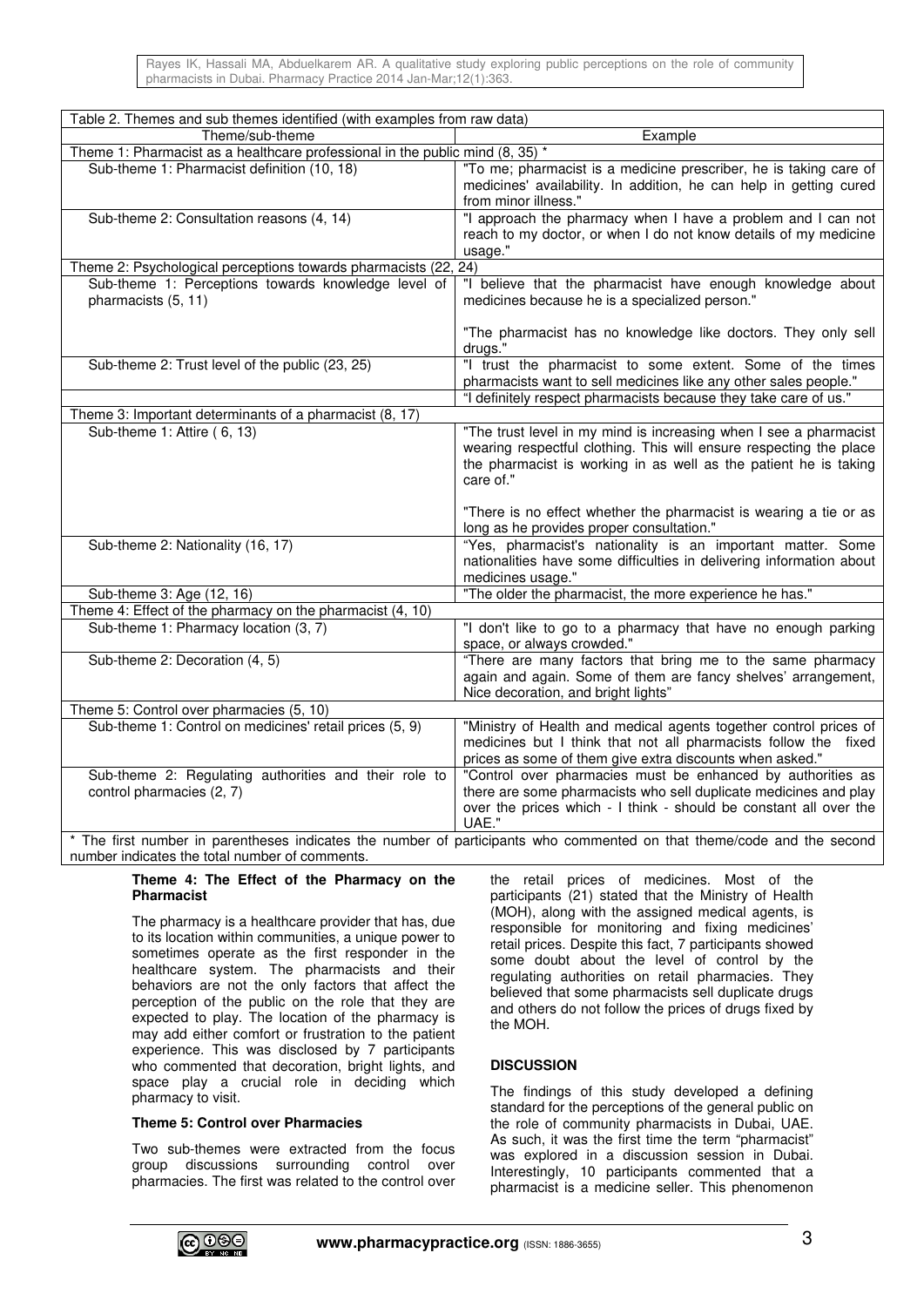Table 2. Themes and sub themes identified (with examples from raw data)

| Theme/sub-theme | Example |
|---|---|
| Theme 1: Pharmacist as a healthcare professional in the public mind (8, 35) * | |
| Sub-theme 1: Pharmacist definition (10, 18) | "To me; pharmacist is a medicine prescriber, he is taking care of medicines' availability. In addition, he can help in getting cured from minor illness." |
| Sub-theme 2: Consultation reasons (4, 14) | "I approach the pharmacy when I have a problem and I can not reach to my doctor, or when I do not know details of my medicine usage." |
| Theme 2: Psychological perceptions towards pharmacists (22, 24) | |
| Sub-theme 1: Perceptions towards knowledge level of pharmacists (5, 11) | "I believe that the pharmacist have enough knowledge about medicines because he is a specialized person." "The pharmacist has no knowledge like doctors. They only sell drugs." |
| Sub-theme 2: Trust level of the public (23, 25) | "I trust the pharmacist to some extent. Some of the times pharmacists want to sell medicines like any other sales people." |
| | "I definitely respect pharmacists because they take care of us." |
| Theme 3: Important determinants of a pharmacist (8, 17) | |
| Sub-theme 1: Attire ( 6, 13) | "The trust level in my mind is increasing when I see a pharmacist wearing respectful clothing. This will ensure respecting the place the pharmacist is working in as well as the patient he is taking care of." "There is no effect whether the pharmacist is wearing a tie or as long as he provides proper consultation." |
| Sub-theme 2: Nationality (16, 17) | "Yes, pharmacist's nationality is an important matter. Some nationalities have some difficulties in delivering information about medicines usage." |
| Sub-theme 3: Age (12, 16) | "The older the pharmacist, the more experience he has." |
| Theme 4: Effect of the pharmacy on the pharmacist (4, 10) | |
| Sub-theme 1: Pharmacy location (3, 7) | "I don't like to go to a pharmacy that have no enough parking space, or always crowded." |
| Sub-theme 2: Decoration (4, 5) | "There are many factors that bring me to the same pharmacy again and again. Some of them are fancy shelves' arrangement, Nice decoration, and bright lights" |
| Theme 5: Control over pharmacies (5, 10) | |
| Sub-theme 1: Control on medicines' retail prices (5, 9) | "Ministry of Health and medical agents together control prices of medicines but I think that not all pharmacists follow the fixed prices as some of them give extra discounts when asked." |
| Sub-theme 2: Regulating authorities and their role to control pharmacies (2, 7) | "Control over pharmacies must be enhanced by authorities as there are some pharmacists who sell duplicate medicines and play over the prices which - I think - should be constant all over the UAE." |

* The first number in parentheses indicates the number of participants who commented on that theme/code and the second number indicates the total number of comments.

**Theme 4: The Effect of the Pharmacy on the Pharmacist**

The pharmacy is a healthcare provider that has, due to its location within communities, a unique power to sometimes operate as the first responder in the healthcare system. The pharmacists and their behaviors are not the only factors that affect the perception of the public on the role that they are expected to play. The location of the pharmacy is may add either comfort or frustration to the patient experience. This was disclosed by 7 participants who commented that decoration, bright lights, and space play a crucial role in deciding which pharmacy to visit.

**Theme 5: Control over Pharmacies**

Two sub-themes were extracted from the focus group discussions surrounding control over pharmacies. The first was related to the control over the retail prices of medicines. Most of the participants (21) stated that the Ministry of Health (MOH), along with the assigned medical agents, is responsible for monitoring and fixing medicines' retail prices. Despite this fact, 7 participants showed some doubt about the level of control by the regulating authorities on retail pharmacies. They believed that some pharmacists sell duplicate drugs and others do not follow the prices of drugs fixed by the MOH.

## DISCUSSION

The findings of this study developed a defining standard for the perceptions of the general public on the role of community pharmacists in Dubai, UAE. As such, it was the first time the term "pharmacist" was explored in a discussion session in Dubai. Interestingly, 10 participants commented that a pharmacist is a medicine seller. This phenomenon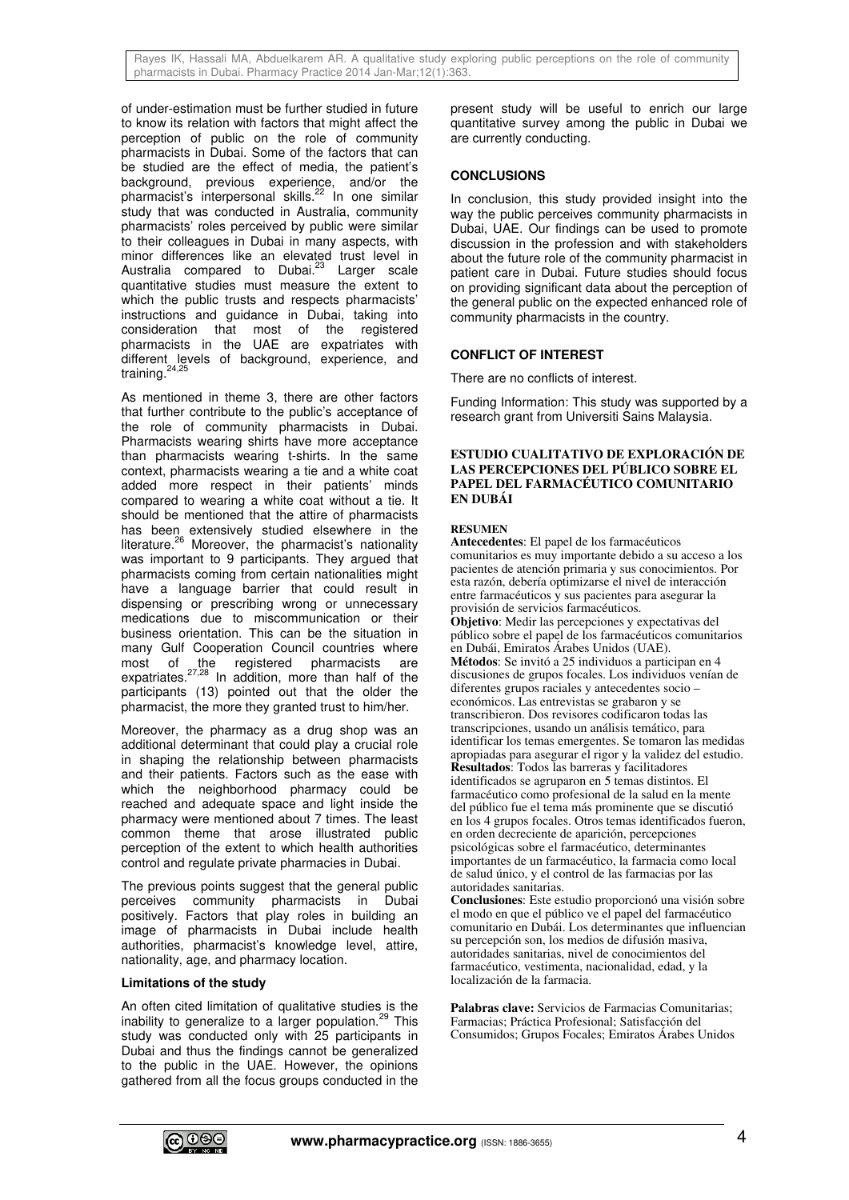of under-estimation must be further studied in future to know its relation with factors that might affect the perception of public on the role of community pharmacists in Dubai. Some of the factors that can be studied are the effect of media, the patient's background, previous experience, and/or the pharmacist's interpersonal skills.[22] In one similar study that was conducted in Australia, community pharmacists' roles perceived by public were similar to their colleagues in Dubai in many aspects, with minor differences like an elevated trust level in Australia compared to Dubai.[23] Larger scale quantitative studies must measure the extent to which the public trusts and respects pharmacists' instructions and guidance in Dubai, taking into consideration that most of the registered pharmacists in the UAE are expatriates with different levels of background, experience, and training.[24,25]

As mentioned in theme 3, there are other factors that further contribute to the public's acceptance of the role of community pharmacists in Dubai. Pharmacists wearing shirts have more acceptance than pharmacists wearing t-shirts. In the same context, pharmacists wearing a tie and a white coat added more respect in their patients' minds compared to wearing a white coat without a tie. It should be mentioned that the attire of pharmacists has been extensively studied elsewhere in the literature.[26] Moreover, the pharmacist's nationality was important to 9 participants. They argued that pharmacists coming from certain nationalities might have a language barrier that could result in dispensing or prescribing wrong or unnecessary medications due to miscommunication or their business orientation. This can be the situation in many Gulf Cooperation Council countries where most of the registered pharmacists are expatriates.[27,28] In addition, more than half of the participants (13) pointed out that the older the pharmacist, the more they granted trust to him/her.

Moreover, the pharmacy as a drug shop was an additional determinant that could play a crucial role in shaping the relationship between pharmacists and their patients. Factors such as the ease with which the neighborhood pharmacy could be reached and adequate space and light inside the pharmacy were mentioned about 7 times. The least common theme that arose illustrated public perception of the extent to which health authorities control and regulate private pharmacies in Dubai.

The previous points suggest that the general public perceives community pharmacists in Dubai positively. Factors that play roles in building an image of pharmacists in Dubai include health authorities, pharmacist's knowledge level, attire, nationality, age, and pharmacy location.

### Limitations of the study

An often cited limitation of qualitative studies is the inability to generalize to a larger population.[29] This study was conducted only with 25 participants in Dubai and thus the findings cannot be generalized to the public in the UAE. However, the opinions gathered from all the focus groups conducted in the present study will be useful to enrich our large quantitative survey among the public in Dubai we are currently conducting.

## CONCLUSIONS

In conclusion, this study provided insight into the way the public perceives community pharmacists in Dubai, UAE. Our findings can be used to promote discussion in the profession and with stakeholders about the future role of the community pharmacist in patient care in Dubai. Future studies should focus on providing significant data about the perception of the general public on the expected enhanced role of community pharmacists in the country.

## CONFLICT OF INTEREST

There are no conflicts of interest.

Funding Information: This study was supported by a research grant from Universiti Sains Malaysia.

## ESTUDIO CUALITATIVO DE EXPLORACIÓN DE LAS PERCEPCIONES DEL PÚBLICO SOBRE EL PAPEL DEL FARMACÉUTICO COMUNITARIO EN DUBÁI

### RESUMEN

**Antecedentes**: El papel de los farmacéuticos comunitarios es muy importante debido a su acceso a los pacientes de atención primaria y sus conocimientos. Por esta razón, debería optimizarse el nivel de interacción entre farmacéuticos y sus pacientes para asegurar la provisión de servicios farmacéuticos.

**Objetivo**: Medir las percepciones y expectativas del público sobre el papel de los farmacéuticos comunitarios en Dubái, Emiratos Árabes Unidos (UAE).

**Métodos**: Se invitó a 25 individuos a participan en 4 discusiones de grupos focales. Los individuos venían de diferentes grupos raciales y antecedentes socio – económicos. Las entrevistas se grabaron y se transcribieron. Dos revisores codificaron todas las transcripciones, usando un análisis temático, para identificar los temas emergentes. Se tomaron las medidas apropiadas para asegurar el rigor y la validez del estudio.

**Resultados**: Todos las barreras y facilitadores identificados se agruparon en 5 temas distintos. El farmacéutico como profesional de la salud en la mente del público fue el tema más prominente que se discutió en los 4 grupos focales. Otros temas identificados fueron, en orden decreciente de aparición, percepciones psicológicas sobre el farmacéutico, determinantes importantes de un farmacéutico, la farmacia como local de salud único, y el control de las farmacias por las autoridades sanitarias.

**Conclusiones**: Este estudio proporcionó una visión sobre el modo en que el público ve el papel del farmacéutico comunitario en Dubái. Los determinantes que influencian su percepción son, los medios de difusión masiva, autoridades sanitarias, nivel de conocimientos del farmacéutico, vestimenta, nacionalidad, edad, y la localización de la farmacia.

**Palabras clave:** Servicios de Farmacias Comunitarias; Farmacias; Práctica Profesional; Satisfacción del Consumidos; Grupos Focales; Emiratos Árabes Unidos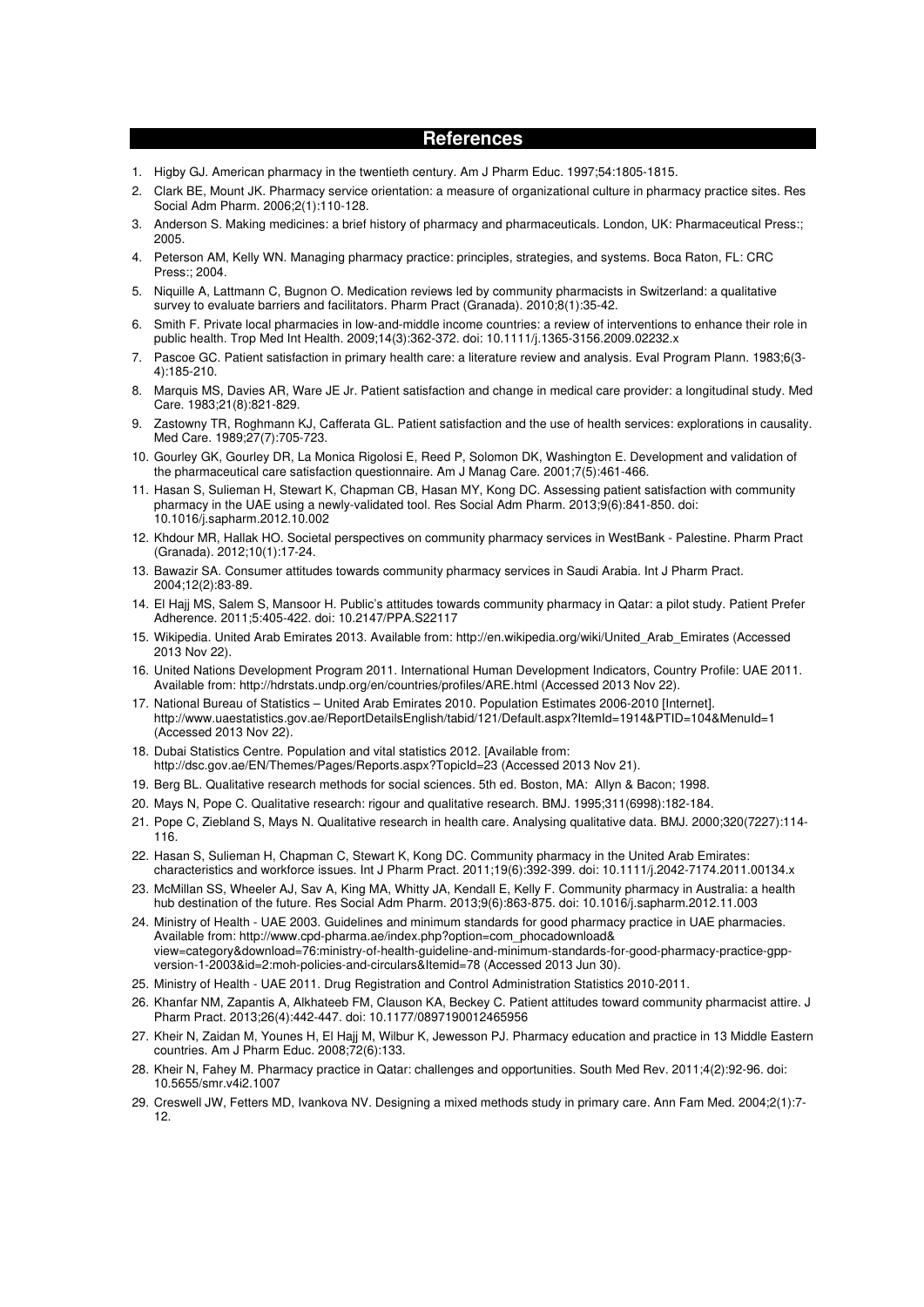## References

1. Higby GJ. American pharmacy in the twentieth century. Am J Pharm Educ. 1997;54:1805-1815.
2. Clark BE, Mount JK. Pharmacy service orientation: a measure of organizational culture in pharmacy practice sites. Res Social Adm Pharm. 2006;2(1):110-128.
3. Anderson S. Making medicines: a brief history of pharmacy and pharmaceuticals. London, UK: Pharmaceutical Press:; 2005.
4. Peterson AM, Kelly WN. Managing pharmacy practice: principles, strategies, and systems. Boca Raton, FL: CRC Press:; 2004.
5. Niquille A, Lattmann C, Bugnon O. Medication reviews led by community pharmacists in Switzerland: a qualitative survey to evaluate barriers and facilitators. Pharm Pract (Granada). 2010;8(1):35-42.
6. Smith F. Private local pharmacies in low-and-middle income countries: a review of interventions to enhance their role in public health. Trop Med Int Health. 2009;14(3):362-372. doi: 10.1111/j.1365-3156.2009.02232.x
7. Pascoe GC. Patient satisfaction in primary health care: a literature review and analysis. Eval Program Plann. 1983;6(3-4):185-210.
8. Marquis MS, Davies AR, Ware JE Jr. Patient satisfaction and change in medical care provider: a longitudinal study. Med Care. 1983;21(8):821-829.
9. Zastowny TR, Roghmann KJ, Cafferata GL. Patient satisfaction and the use of health services: explorations in causality. Med Care. 1989;27(7):705-723.
10. Gourley GK, Gourley DR, La Monica Rigolosi E, Reed P, Solomon DK, Washington E. Development and validation of the pharmaceutical care satisfaction questionnaire. Am J Manag Care. 2001;7(5):461-466.
11. Hasan S, Sulieman H, Stewart K, Chapman CB, Hasan MY, Kong DC. Assessing patient satisfaction with community pharmacy in the UAE using a newly-validated tool. Res Social Adm Pharm. 2013;9(6):841-850. doi: 10.1016/j.sapharm.2012.10.002
12. Khdour MR, Hallak HO. Societal perspectives on community pharmacy services in WestBank - Palestine. Pharm Pract (Granada). 2012;10(1):17-24.
13. Bawazir SA. Consumer attitudes towards community pharmacy services in Saudi Arabia. Int J Pharm Pract. 2004;12(2):83-89.
14. El Hajj MS, Salem S, Mansoor H. Public's attitudes towards community pharmacy in Qatar: a pilot study. Patient Prefer Adherence. 2011;5:405-422. doi: 10.2147/PPA.S22117
15. Wikipedia. United Arab Emirates 2013. Available from: http://en.wikipedia.org/wiki/United_Arab_Emirates (Accessed 2013 Nov 22).
16. United Nations Development Program 2011. International Human Development Indicators, Country Profile: UAE 2011. Available from: http://hdrstats.undp.org/en/countries/profiles/ARE.html (Accessed 2013 Nov 22).
17. National Bureau of Statistics – United Arab Emirates 2010. Population Estimates 2006-2010 [Internet]. http://www.uaestatistics.gov.ae/ReportDetailsEnglish/tabid/121/Default.aspx?ItemId=1914&PTID=104&MenuId=1 (Accessed 2013 Nov 22).
18. Dubai Statistics Centre. Population and vital statistics 2012. [Available from: http://dsc.gov.ae/EN/Themes/Pages/Reports.aspx?TopicId=23 (Accessed 2013 Nov 21).
19. Berg BL. Qualitative research methods for social sciences. 5th ed. Boston, MA: Allyn & Bacon; 1998.
20. Mays N, Pope C. Qualitative research: rigour and qualitative research. BMJ. 1995;311(6998):182-184.
21. Pope C, Ziebland S, Mays N. Qualitative research in health care. Analysing qualitative data. BMJ. 2000;320(7227):114-116.
22. Hasan S, Sulieman H, Chapman C, Stewart K, Kong DC. Community pharmacy in the United Arab Emirates: characteristics and workforce issues. Int J Pharm Pract. 2011;19(6):392-399. doi: 10.1111/j.2042-7174.2011.00134.x
23. McMillan SS, Wheeler AJ, Sav A, King MA, Whitty JA, Kendall E, Kelly F. Community pharmacy in Australia: a health hub destination of the future. Res Social Adm Pharm. 2013;9(6):863-875. doi: 10.1016/j.sapharm.2012.11.003
24. Ministry of Health - UAE 2003. Guidelines and minimum standards for good pharmacy practice in UAE pharmacies. Available from: http://www.cpd-pharma.ae/index.php?option=com_phocadownload&view=category&download=76:ministry-of-health-guideline-and-minimum-standards-for-good-pharmacy-practice-gpp-version-1-2003&id=2:moh-policies-and-circulars&Itemid=78 (Accessed 2013 Jun 30).
25. Ministry of Health - UAE 2011. Drug Registration and Control Administration Statistics 2010-2011.
26. Khanfar NM, Zapantis A, Alkhateeb FM, Clauson KA, Beckey C. Patient attitudes toward community pharmacist attire. J Pharm Pract. 2013;26(4):442-447. doi: 10.1177/0897190012465956
27. Kheir N, Zaidan M, Younes H, El Hajj M, Wilbur K, Jewesson PJ. Pharmacy education and practice in 13 Middle Eastern countries. Am J Pharm Educ. 2008;72(6):133.
28. Kheir N, Fahey M. Pharmacy practice in Qatar: challenges and opportunities. South Med Rev. 2011;4(2):92-96. doi: 10.5655/smr.v4i2.1007
29. Creswell JW, Fetters MD, Ivankova NV. Designing a mixed methods study in primary care. Ann Fam Med. 2004;2(1):7-12.